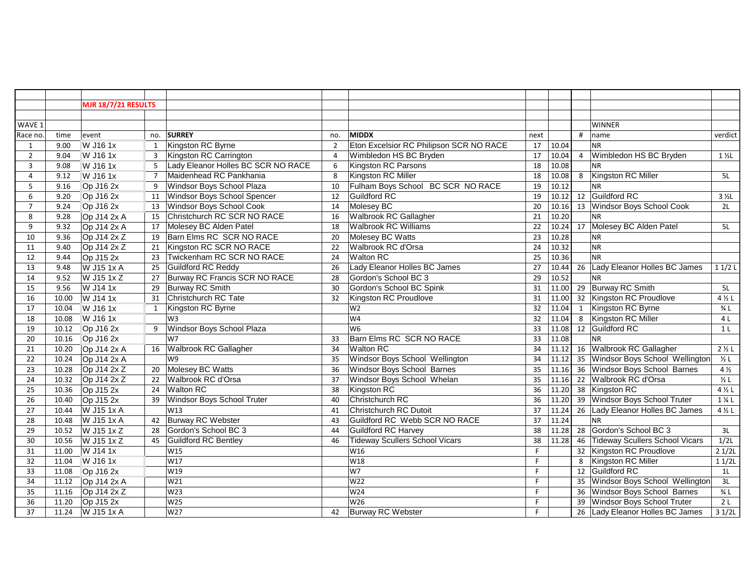| | | MJR 18/7/21 RESULTS | | | | | | | | | |
|---|---|---|---|---|---|---|---|---|---|---|---|
| WAVE 1 | | | | | | | | | | WINNER | |
| Race no. | time | event | no. | SURREY | no. | MIDDX | next | | # | name | verdict |
| 1 | 9.00 | W J16 1x | 1 | Kingston RC Byrne | 2 | Eton Excelsior RC Philipson SCR NO RACE | 17 | 10.04 | | NR | |
| 2 | 9.04 | W J16 1x | 3 | Kingston RC Carrington | 4 | Wimbledon HS BC Bryden | 17 | 10.04 | 4 | Wimbledon HS BC Bryden | 1 ½L |
| 3 | 9.08 | W J16 1x | 5 | Lady Eleanor Holles BC SCR NO RACE | 6 | Kingston RC Parsons | 18 | 10.08 | | NR | |
| 4 | 9.12 | W J16 1x | 7 | Maidenhead RC Pankhania | 8 | Kingston RC Miller | 18 | 10.08 | 8 | Kingston RC Miller | 5L |
| 5 | 9.16 | Op J16 2x | 9 | Windsor Boys School Plaza | 10 | Fulham Boys School BC SCR NO RACE | 19 | 10.12 | | NR | |
| 6 | 9.20 | Op J16 2x | 11 | Windsor Boys School Spencer | 12 | Guildford RC | 19 | 10.12 | 12 | Guildford RC | 3 ½L |
| 7 | 9.24 | Op J16 2x | 13 | Windsor Boys School Cook | 14 | Molesey BC | 20 | 10.16 | 13 | Windsor Boys School Cook | 2L |
| 8 | 9.28 | Op J14 2x A | 15 | Christchurch RC SCR NO RACE | 16 | Walbrook RC Gallagher | 21 | 10.20 | | NR | |
| 9 | 9.32 | Op J14 2x A | 17 | Molesey BC Alden Patel | 18 | Walbrook RC Williams | 22 | 10.24 | 17 | Molesey BC Alden Patel | 5L |
| 10 | 9.36 | Op J14 2x Z | 19 | Barn Elms RC SCR NO RACE | 20 | Molesey BC Watts | 23 | 10.28 | | NR | |
| 11 | 9.40 | Op J14 2x Z | 21 | Kingston RC SCR NO RACE | 22 | Walbrook RC d'Orsa | 24 | 10.32 | | NR | |
| 12 | 9.44 | Op J15 2x | 23 | Twickenham RC SCR NO RACE | 24 | Walton RC | 25 | 10.36 | | NR | |
| 13 | 9.48 | W J15 1x A | 25 | Guildford RC Reddy | 26 | Lady Eleanor Holles BC James | 27 | 10.44 | 26 | Lady Eleanor Holles BC James | 1 1/2 L |
| 14 | 9.52 | W J15 1x Z | 27 | Burway RC Francis SCR NO RACE | 28 | Gordon's School BC 3 | 29 | 10.52 | | NR | |
| 15 | 9.56 | W J14 1x | 29 | Burway RC Smith | 30 | Gordon's School BC Spink | 31 | 11.00 | 29 | Burway RC Smith | 5L |
| 16 | 10.00 | W J14 1x | 31 | Christchurch RC Tate | 32 | Kingston RC Proudlove | 31 | 11.00 | 32 | Kingston RC Proudlove | 4 ½ L |
| 17 | 10.04 | W J16 1x | 1 | Kingston RC Byrne | | W2 | 32 | 11.04 | 1 | Kingston RC Byrne | ¾ L |
| 18 | 10.08 | W J16 1x | | W3 | | W4 | 32 | 11.04 | 8 | Kingston RC Miller | 4 L |
| 19 | 10.12 | Op J16 2x | 9 | Windsor Boys School Plaza | | W6 | 33 | 11.08 | 12 | Guildford RC | 1 L |
| 20 | 10.16 | Op J16 2x | | W7 | 33 | Barn Elms RC SCR NO RACE | 33 | 11.08 | | NR | |
| 21 | 10.20 | Op J14 2x A | 16 | Walbrook RC Gallagher | 34 | Walton RC | 34 | 11.12 | 16 | Walbrook RC Gallagher | 2 ½ L |
| 22 | 10.24 | Op J14 2x A | | W9 | 35 | Windsor Boys School Wellington | 34 | 11.12 | 35 | Windsor Boys School Wellington | ½ L |
| 23 | 10.28 | Op J14 2x Z | 20 | Molesey BC Watts | 36 | Windsor Boys School Barnes | 35 | 11.16 | 36 | Windsor Boys School Barnes | 4 ½ |
| 24 | 10.32 | Op J14 2x Z | 22 | Walbrook RC d'Orsa | 37 | Windsor Boys School Whelan | 35 | 11.16 | 22 | Walbrook RC d'Orsa | ½ L |
| 25 | 10.36 | Op J15 2x | 24 | Walton RC | 38 | Kingston RC | 36 | 11.20 | 38 | Kingston RC | 4 ½ L |
| 26 | 10.40 | Op J15 2x | 39 | Windsor Boys School Truter | 40 | Christchurch RC | 36 | 11.20 | 39 | Windsor Boys School Truter | 1 ¼ L |
| 27 | 10.44 | W J15 1x A | | W13 | 41 | Christchurch RC Dutoit | 37 | 11.24 | 26 | Lady Eleanor Holles BC James | 4 ½ L |
| 28 | 10.48 | W J15 1x A | 42 | Burway RC Webster | 43 | Guildford RC Webb SCR NO RACE | 37 | 11.24 | | NR | |
| 29 | 10.52 | W J15 1x Z | 28 | Gordon's School BC 3 | 44 | Guildford RC Harvey | 38 | 11.28 | 28 | Gordon's School BC 3 | 3L |
| 30 | 10.56 | W J15 1x Z | 45 | Guildford RC Bentley | 46 | Tideway Scullers School Vicars | 38 | 11.28 | 46 | Tideway Scullers School Vicars | 1/2L |
| 31 | 11.00 | W J14 1x | | W15 | | W16 | F | | 32 | Kingston RC Proudlove | 2 1/2L |
| 32 | 11.04 | W J16 1x | | W17 | | W18 | F | | 8 | Kingston RC Miller | 1 1/2L |
| 33 | 11.08 | Op J16 2x | | W19 | | W7 | F | | 12 | Guildford RC | 1L |
| 34 | 11.12 | Op J14 2x A | | W21 | | W22 | F | | 35 | Windsor Boys School Wellington | 3L |
| 35 | 11.16 | Op J14 2x Z | | W23 | | W24 | F | | 36 | Windsor Boys School Barnes | ¾ L |
| 36 | 11.20 | Op J15 2x | | W25 | | W26 | F | | 39 | Windsor Boys School Truter | 2 L |
| 37 | 11.24 | W J15 1x A | | W27 | 42 | Burway RC Webster | F | | 26 | Lady Eleanor Holles BC James | 3 1/2L |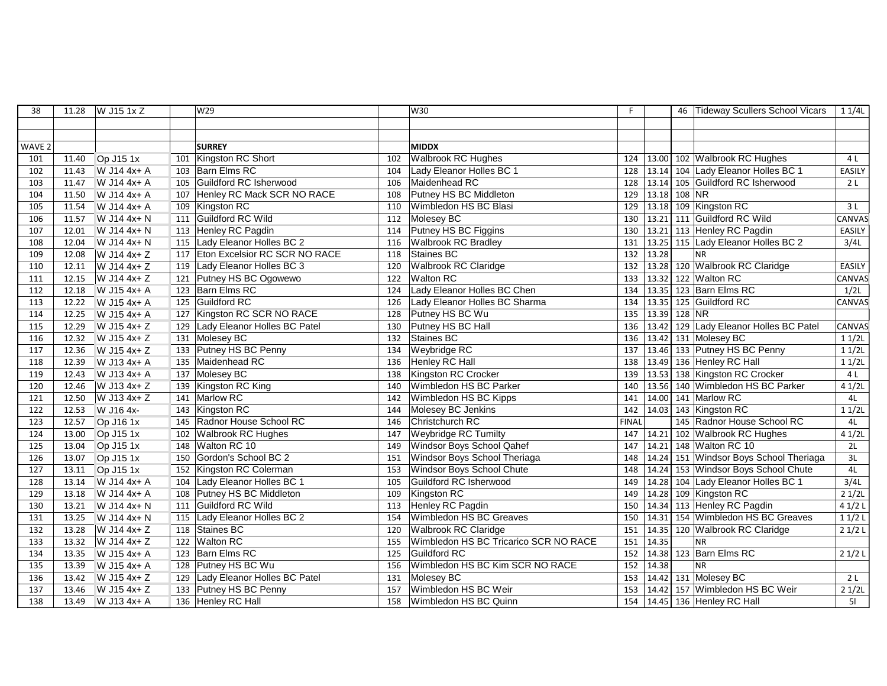| 38 | 11.28 | W J15 1x Z | | W29 | | W30 | F | | 46 | Tideway Scullers School Vicars | 1 1/4L |
|---|---|---|---|---|---|---|---|---|---|---|---|
| | | | | | | | | | | | |
| | | | | | | | | | | | |
| WAVE 2 | | | | **SURREY** | | **MIDDX** | | | | | |
| 101 | 11.40 | Op J15 1x | 101 | Kingston RC Short | 102 | Walbrook RC Hughes | 124 | 13.00 | 102 | Walbrook RC Hughes | 4 L |
| 102 | 11.43 | W J14 4x+ A | 103 | Barn Elms RC | 104 | Lady Eleanor Holles BC 1 | 128 | 13.14 | 104 | Lady Eleanor Holles BC 1 | EASILY |
| 103 | 11.47 | W J14 4x+ A | 105 | Guildford RC Isherwood | 106 | Maidenhead RC | 128 | 13.14 | 105 | Guildford RC Isherwood | 2 L |
| 104 | 11.50 | W J14 4x+ A | 107 | Henley RC Mack SCR NO RACE | 108 | Putney HS BC Middleton | 129 | 13.18 | 108 | NR | |
| 105 | 11.54 | W J14 4x+ A | 109 | Kingston RC | 110 | Wimbledon HS BC Blasi | 129 | 13.18 | 109 | Kingston RC | 3 L |
| 106 | 11.57 | W J14 4x+ N | 111 | Guildford RC Wild | 112 | Molesey BC | 130 | 13.21 | 111 | Guildford RC Wild | CANVAS |
| 107 | 12.01 | W J14 4x+ N | 113 | Henley RC Pagdin | 114 | Putney HS BC Figgins | 130 | 13.21 | 113 | Henley RC Pagdin | EASILY |
| 108 | 12.04 | W J14 4x+ N | 115 | Lady Eleanor Holles BC 2 | 116 | Walbrook RC Bradley | 131 | 13.25 | 115 | Lady Eleanor Holles BC 2 | 3/4L |
| 109 | 12.08 | W J14 4x+ Z | 117 | Eton Excelsior RC SCR NO RACE | 118 | Staines BC | 132 | 13.28 | | NR | |
| 110 | 12.11 | W J14 4x+ Z | 119 | Lady Eleanor Holles BC 3 | 120 | Walbrook RC Claridge | 132 | 13.28 | 120 | Walbrook RC Claridge | EASILY |
| 111 | 12.15 | W J14 4x+ Z | 121 | Putney HS BC Ogowewo | 122 | Walton RC | 133 | 13.32 | 122 | Walton RC | CANVAS |
| 112 | 12.18 | W J15 4x+ A | 123 | Barn Elms RC | 124 | Lady Eleanor Holles BC Chen | 134 | 13.35 | 123 | Barn Elms RC | 1/2L |
| 113 | 12.22 | W J15 4x+ A | 125 | Guildford RC | 126 | Lady Eleanor Holles BC Sharma | 134 | 13.35 | 125 | Guildford RC | CANVAS |
| 114 | 12.25 | W J15 4x+ A | 127 | Kingston RC SCR NO RACE | 128 | Putney HS BC Wu | 135 | 13.39 | 128 | NR | |
| 115 | 12.29 | W J15 4x+ Z | 129 | Lady Eleanor Holles BC Patel | 130 | Putney HS BC Hall | 136 | 13.42 | 129 | Lady Eleanor Holles BC Patel | CANVAS |
| 116 | 12.32 | W J15 4x+ Z | 131 | Molesey BC | 132 | Staines BC | 136 | 13.42 | 131 | Molesey BC | 1 1/2L |
| 117 | 12.36 | W J15 4x+ Z | 133 | Putney HS BC Penny | 134 | Weybridge RC | 137 | 13.46 | 133 | Putney HS BC Penny | 1 1/2L |
| 118 | 12.39 | W J13 4x+ A | 135 | Maidenhead RC | 136 | Henley RC Hall | 138 | 13.49 | 136 | Henley RC Hall | 1 1/2L |
| 119 | 12.43 | W J13 4x+ A | 137 | Molesey BC | 138 | Kingston RC Crocker | 139 | 13.53 | 138 | Kingston RC Crocker | 4 L |
| 120 | 12.46 | W J13 4x+ Z | 139 | Kingston RC King | 140 | Wimbledon HS BC Parker | 140 | 13.56 | 140 | Wimbledon HS BC Parker | 4 1/2L |
| 121 | 12.50 | W J13 4x+ Z | 141 | Marlow RC | 142 | Wimbledon HS BC Kipps | 141 | 14.00 | 141 | Marlow RC | 4L |
| 122 | 12.53 | W J16 4x- | 143 | Kingston RC | 144 | Molesey BC Jenkins | 142 | 14.03 | 143 | Kingston RC | 1 1/2L |
| 123 | 12.57 | Op J16 1x | 145 | Radnor House School RC | 146 | Christchurch RC | FINAL | | 145 | Radnor House School RC | 4L |
| 124 | 13.00 | Op J15 1x | 102 | Walbrook RC Hughes | 147 | Weybridge RC Tumilty | 147 | 14.21 | 102 | Walbrook RC Hughes | 4 1/2L |
| 125 | 13.04 | Op J15 1x | 148 | Walton RC 10 | 149 | Windsor Boys School Qahef | 147 | 14.21 | 148 | Walton RC 10 | 2L |
| 126 | 13.07 | Op J15 1x | 150 | Gordon's School BC 2 | 151 | Windsor Boys School Theriaga | 148 | 14.24 | 151 | Windsor Boys School Theriaga | 3L |
| 127 | 13.11 | Op J15 1x | 152 | Kingston RC Colerman | 153 | Windsor Boys School Chute | 148 | 14.24 | 153 | Windsor Boys School Chute | 4L |
| 128 | 13.14 | W J14 4x+ A | 104 | Lady Eleanor Holles BC 1 | 105 | Guildford RC Isherwood | 149 | 14.28 | 104 | Lady Eleanor Holles BC 1 | 3/4L |
| 129 | 13.18 | W J14 4x+ A | 108 | Putney HS BC Middleton | 109 | Kingston RC | 149 | 14.28 | 109 | Kingston RC | 2 1/2L |
| 130 | 13.21 | W J14 4x+ N | 111 | Guildford RC Wild | 113 | Henley RC Pagdin | 150 | 14.34 | 113 | Henley RC Pagdin | 4 1/2 L |
| 131 | 13.25 | W J14 4x+ N | 115 | Lady Eleanor Holles BC 2 | 154 | Wimbledon HS BC Greaves | 150 | 14.31 | 154 | Wimbledon HS BC Greaves | 1 1/2 L |
| 132 | 13.28 | W J14 4x+ Z | 118 | Staines BC | 120 | Walbrook RC Claridge | 151 | 14.35 | 120 | Walbrook RC Claridge | 2 1/2 L |
| 133 | 13.32 | W J14 4x+ Z | 122 | Walton RC | 155 | Wimbledon HS BC Tricarico SCR NO RACE | 151 | 14.35 | | NR | |
| 134 | 13.35 | W J15 4x+ A | 123 | Barn Elms RC | 125 | Guildford RC | 152 | 14.38 | 123 | Barn Elms RC | 2 1/2 L |
| 135 | 13.39 | W J15 4x+ A | 128 | Putney HS BC Wu | 156 | Wimbledon HS BC Kim SCR NO RACE | 152 | 14.38 | | NR | |
| 136 | 13.42 | W J15 4x+ Z | 129 | Lady Eleanor Holles BC Patel | 131 | Molesey BC | 153 | 14.42 | 131 | Molesey BC | 2 L |
| 137 | 13.46 | W J15 4x+ Z | 133 | Putney HS BC Penny | 157 | Wimbledon HS BC Weir | 153 | 14.42 | 157 | Wimbledon HS BC Weir | 2 1/2L |
| 138 | 13.49 | W J13 4x+ A | 136 | Henley RC Hall | 158 | Wimbledon HS BC Quinn | 154 | 14.45 | 136 | Henley RC Hall | 5l |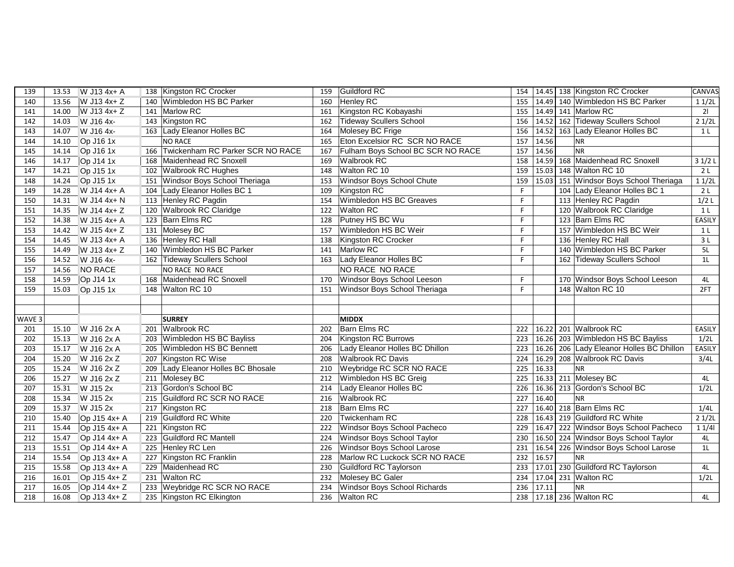| | | | | | | | | | | | |
|---|---|---|---|---|---|---|---|---|---|---|---|
| 139 | 13.53 | W J13 4x+ A | 138 | Kingston RC Crocker | 159 | Guildford RC | 154 | 14.45 | 138 | Kingston RC Crocker | CANVAS |
| 140 | 13.56 | W J13 4x+ Z | 140 | Wimbledon HS BC Parker | 160 | Henley RC | 155 | 14.49 | 140 | Wimbledon HS BC Parker | 1 1/2L |
| 141 | 14.00 | W J13 4x+ Z | 141 | Marlow RC | 161 | Kingston RC Kobayashi | 155 | 14.49 | 141 | Marlow RC | 2l |
| 142 | 14.03 | W J16 4x- | 143 | Kingston RC | 162 | Tideway Scullers School | 156 | 14.52 | 162 | Tideway Scullers School | 2 1/2L |
| 143 | 14.07 | W J16 4x- | 163 | Lady Eleanor Holles BC | 164 | Molesey BC Frige | 156 | 14.52 | 163 | Lady Eleanor Holles BC | 1 L |
| 144 | 14.10 | Op J16 1x | | NO RACE | 165 | Eton Excelsior RC SCR NO RACE | 157 | 14.56 | | NR | |
| 145 | 14.14 | Op J16 1x | 166 | Twickenham RC Parker SCR NO RACE | 167 | Fulham Boys School BC SCR NO RACE | 157 | 14.56 | | NR | |
| 146 | 14.17 | Op J14 1x | 168 | Maidenhead RC Snoxell | 169 | Walbrook RC | 158 | 14.59 | 168 | Maidenhead RC Snoxell | 3 1/2 L |
| 147 | 14.21 | Op J15 1x | 102 | Walbrook RC Hughes | 148 | Walton RC 10 | 159 | 15.03 | 148 | Walton RC 10 | 2 L |
| 148 | 14.24 | Op J15 1x | 151 | Windsor Boys School Theriaga | 153 | Windsor Boys School Chute | 159 | 15.03 | 151 | Windsor Boys School Theriaga | 1 1/2L |
| 149 | 14.28 | W J14 4x+ A | 104 | Lady Eleanor Holles BC 1 | 109 | Kingston RC | F | | 104 | Lady Eleanor Holles BC 1 | 2 L |
| 150 | 14.31 | W J14 4x+ N | 113 | Henley RC Pagdin | 154 | Wimbledon HS BC Greaves | F | | 113 | Henley RC Pagdin | 1/2 L |
| 151 | 14.35 | W J14 4x+ Z | 120 | Walbrook RC Claridge | 122 | Walton RC | F | | 120 | Walbrook RC Claridge | 1 L |
| 152 | 14.38 | W J15 4x+ A | 123 | Barn Elms RC | 128 | Putney HS BC Wu | F | | 123 | Barn Elms RC | EASILY |
| 153 | 14.42 | W J15 4x+ Z | 131 | Molesey BC | 157 | Wimbledon HS BC Weir | F | | 157 | Wimbledon HS BC Weir | 1 L |
| 154 | 14.45 | W J13 4x+ A | 136 | Henley RC Hall | 138 | Kingston RC Crocker | F | | 136 | Henley RC Hall | 3 L |
| 155 | 14.49 | W J13 4x+ Z | 140 | Wimbledon HS BC Parker | 141 | Marlow RC | F | | 140 | Wimbledon HS BC Parker | 5L |
| 156 | 14.52 | W J16 4x- | 162 | Tideway Scullers School | 163 | Lady Eleanor Holles BC | F | | 162 | Tideway Scullers School | 1L |
| 157 | 14.56 | NO RACE | | NO RACE NO RACE | | NO RACE NO RACE | | | | | |
| 158 | 14.59 | Op J14 1x | 168 | Maidenhead RC Snoxell | 170 | Windsor Boys School Leeson | F | | 170 | Windsor Boys School Leeson | 4L |
| 159 | 15.03 | Op J15 1x | 148 | Walton RC 10 | 151 | Windsor Boys School Theriaga | F | | 148 | Walton RC 10 | 2FT |
| | | | | | | | | | | | |
| | | | | | | | | | | | |
| WAVE 3 | | | | **SURREY** | | **MIDDX** | | | | | |
| 201 | 15.10 | W J16 2x A | 201 | Walbrook RC | 202 | Barn Elms RC | 222 | 16.22 | 201 | Walbrook RC | EASILY |
| 202 | 15.13 | W J16 2x A | 203 | Wimbledon HS BC Bayliss | 204 | Kingston RC Burrows | 223 | 16.26 | 203 | Wimbledon HS BC Bayliss | 1/2L |
| 203 | 15.17 | W J16 2x A | 205 | Wimbledon HS BC Bennett | 206 | Lady Eleanor Holles BC Dhillon | 223 | 16.26 | 206 | Lady Eleanor Holles BC Dhillon | EASILY |
| 204 | 15.20 | W J16 2x Z | 207 | Kingston RC Wise | 208 | Walbrook RC Davis | 224 | 16.29 | 208 | Walbrook RC Davis | 3/4L |
| 205 | 15.24 | W J16 2x Z | 209 | Lady Eleanor Holles BC Bhosale | 210 | Weybridge RC SCR NO RACE | 225 | 16.33 | | NR | |
| 206 | 15.27 | W J16 2x Z | 211 | Molesey BC | 212 | Wimbledon HS BC Greig | 225 | 16.33 | 211 | Molesey BC | 4L |
| 207 | 15.31 | W J15 2x | 213 | Gordon's School BC | 214 | Lady Eleanor Holles BC | 226 | 16.36 | 213 | Gordon's School BC | 1/2L |
| 208 | 15.34 | W J15 2x | 215 | Guildford RC SCR NO RACE | 216 | Walbrook RC | 227 | 16.40 | | NR | |
| 209 | 15.37 | W J15 2x | 217 | Kingston RC | 218 | Barn Elms RC | 227 | 16.40 | 218 | Barn Elms RC | 1/4L |
| 210 | 15.40 | Op J15 4x+ A | 219 | Guildford RC White | 220 | Twickenham RC | 228 | 16.43 | 219 | Guildford RC White | 2 1/2L |
| 211 | 15.44 | Op J15 4x+ A | 221 | Kingston RC | 222 | Windsor Boys School Pacheco | 229 | 16.47 | 222 | Windsor Boys School Pacheco | 1 1/4l |
| 212 | 15.47 | Op J14 4x+ A | 223 | Guildford RC Mantell | 224 | Windsor Boys School Taylor | 230 | 16.50 | 224 | Windsor Boys School Taylor | 4L |
| 213 | 15.51 | Op J14 4x+ A | 225 | Henley RC Len | 226 | Windsor Boys School Larose | 231 | 16.54 | 226 | Windsor Boys School Larose | 1L |
| 214 | 15.54 | Op J13 4x+ A | 227 | Kingston RC Franklin | 228 | Marlow RC Luckock SCR NO RACE | 232 | 16.57 | | NR | |
| 215 | 15.58 | Op J13 4x+ A | 229 | Maidenhead RC | 230 | Guildford RC Taylorson | 233 | 17.01 | 230 | Guildford RC Taylorson | 4L |
| 216 | 16.01 | Op J15 4x+ Z | 231 | Walton RC | 232 | Molesey BC Galer | 234 | 17.04 | 231 | Walton RC | 1/2L |
| 217 | 16.05 | Op J14 4x+ Z | 233 | Weybridge RC SCR NO RACE | 234 | Windsor Boys School Richards | 236 | 17.11 | | NR | |
| 218 | 16.08 | Op J13 4x+ Z | 235 | Kingston RC Elkington | 236 | Walton RC | 238 | 17.18 | 236 | Walton RC | 4L |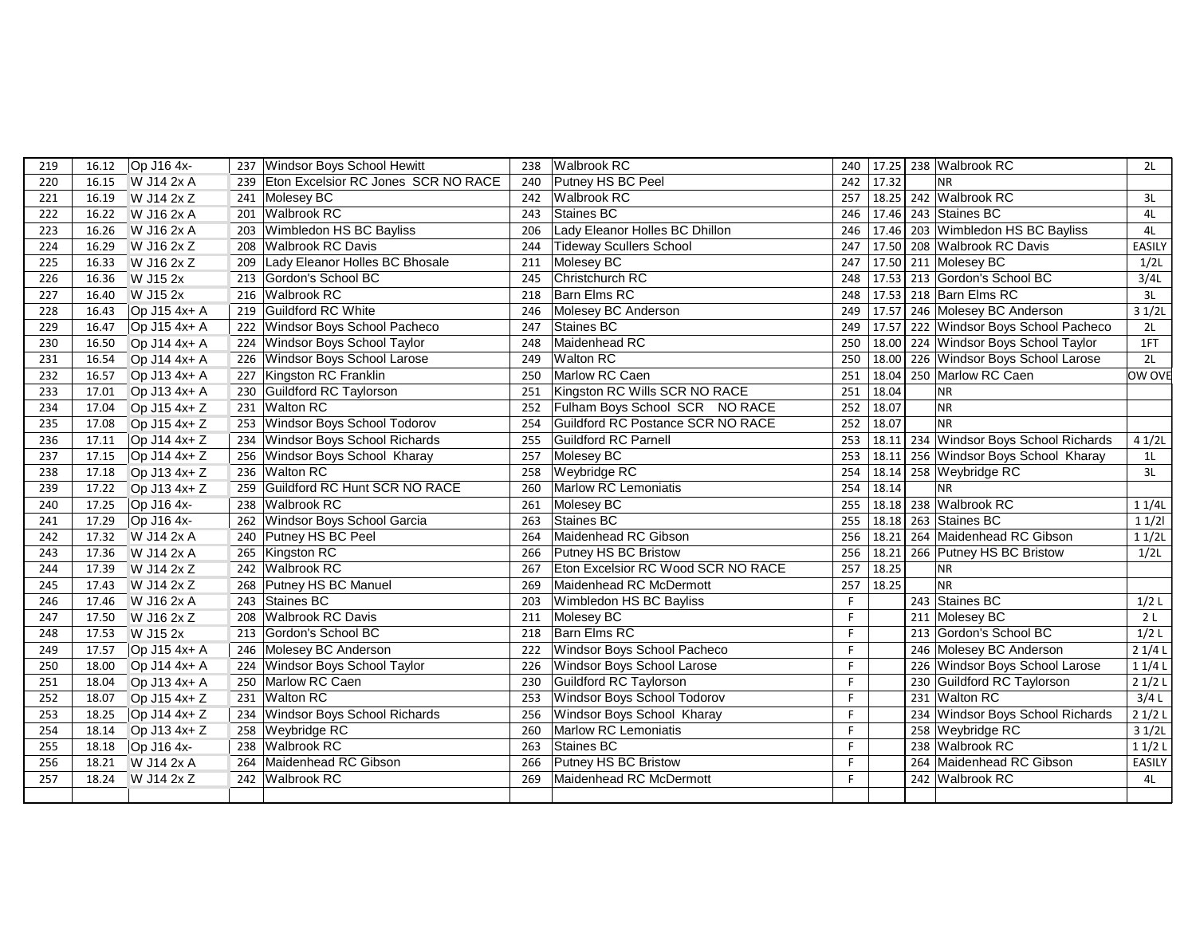| | | | | | | | | | | | |
|---|---|---|---|---|---|---|---|---|---|---|---|
| 219 | 16.12 | Op J16 4x- | 237 | Windsor Boys School Hewitt | 238 | Walbrook RC | 240 | 17.25 | 238 | Walbrook RC | 2L |
| 220 | 16.15 | W J14 2x A | 239 | Eton Excelsior RC Jones SCR NO RACE | 240 | Putney HS BC Peel | 242 | 17.32 | | NR | |
| 221 | 16.19 | W J14 2x Z | 241 | Molesey BC | 242 | Walbrook RC | 257 | 18.25 | 242 | Walbrook RC | 3L |
| 222 | 16.22 | W J16 2x A | 201 | Walbrook RC | 243 | Staines BC | 246 | 17.46 | 243 | Staines BC | 4L |
| 223 | 16.26 | W J16 2x A | 203 | Wimbledon HS BC Bayliss | 206 | Lady Eleanor Holles BC Dhillon | 246 | 17.46 | 203 | Wimbledon HS BC Bayliss | 4L |
| 224 | 16.29 | W J16 2x Z | 208 | Walbrook RC Davis | 244 | Tideway Scullers School | 247 | 17.50 | 208 | Walbrook RC Davis | EASILY |
| 225 | 16.33 | W J16 2x Z | 209 | Lady Eleanor Holles BC Bhosale | 211 | Molesey BC | 247 | 17.50 | 211 | Molesey BC | 1/2L |
| 226 | 16.36 | W J15 2x | 213 | Gordon's School BC | 245 | Christchurch RC | 248 | 17.53 | 213 | Gordon's School BC | 3/4L |
| 227 | 16.40 | W J15 2x | 216 | Walbrook RC | 218 | Barn Elms RC | 248 | 17.53 | 218 | Barn Elms RC | 3L |
| 228 | 16.43 | Op J15 4x+ A | 219 | Guildford RC White | 246 | Molesey BC Anderson | 249 | 17.57 | 246 | Molesey BC Anderson | 3 1/2L |
| 229 | 16.47 | Op J15 4x+ A | 222 | Windsor Boys School Pacheco | 247 | Staines BC | 249 | 17.57 | 222 | Windsor Boys School Pacheco | 2L |
| 230 | 16.50 | Op J14 4x+ A | 224 | Windsor Boys School Taylor | 248 | Maidenhead RC | 250 | 18.00 | 224 | Windsor Boys School Taylor | 1FT |
| 231 | 16.54 | Op J14 4x+ A | 226 | Windsor Boys School Larose | 249 | Walton RC | 250 | 18.00 | 226 | Windsor Boys School Larose | 2L |
| 232 | 16.57 | Op J13 4x+ A | 227 | Kingston RC Franklin | 250 | Marlow RC Caen | 251 | 18.04 | 250 | Marlow RC Caen | OW OVE |
| 233 | 17.01 | Op J13 4x+ A | 230 | Guildford RC Taylorson | 251 | Kingston RC Wills SCR NO RACE | 251 | 18.04 | | NR | |
| 234 | 17.04 | Op J15 4x+ Z | 231 | Walton RC | 252 | Fulham Boys School SCR NO RACE | 252 | 18.07 | | NR | |
| 235 | 17.08 | Op J15 4x+ Z | 253 | Windsor Boys School Todorov | 254 | Guildford RC Postance SCR NO RACE | 252 | 18.07 | | NR | |
| 236 | 17.11 | Op J14 4x+ Z | 234 | Windsor Boys School Richards | 255 | Guildford RC Parnell | 253 | 18.11 | 234 | Windsor Boys School Richards | 4 1/2L |
| 237 | 17.15 | Op J14 4x+ Z | 256 | Windsor Boys School Kharay | 257 | Molesey BC | 253 | 18.11 | 256 | Windsor Boys School Kharay | 1L |
| 238 | 17.18 | Op J13 4x+ Z | 236 | Walton RC | 258 | Weybridge RC | 254 | 18.14 | 258 | Weybridge RC | 3L |
| 239 | 17.22 | Op J13 4x+ Z | 259 | Guildford RC Hunt SCR NO RACE | 260 | Marlow RC Lemoniatis | 254 | 18.14 | | NR | |
| 240 | 17.25 | Op J16 4x- | 238 | Walbrook RC | 261 | Molesey BC | 255 | 18.18 | 238 | Walbrook RC | 1 1/4L |
| 241 | 17.29 | Op J16 4x- | 262 | Windsor Boys School Garcia | 263 | Staines BC | 255 | 18.18 | 263 | Staines BC | 1 1/2l |
| 242 | 17.32 | W J14 2x A | 240 | Putney HS BC Peel | 264 | Maidenhead RC Gibson | 256 | 18.21 | 264 | Maidenhead RC Gibson | 1 1/2L |
| 243 | 17.36 | W J14 2x A | 265 | Kingston RC | 266 | Putney HS BC Bristow | 256 | 18.21 | 266 | Putney HS BC Bristow | 1/2L |
| 244 | 17.39 | W J14 2x Z | 242 | Walbrook RC | 267 | Eton Excelsior RC Wood SCR NO RACE | 257 | 18.25 | | NR | |
| 245 | 17.43 | W J14 2x Z | 268 | Putney HS BC Manuel | 269 | Maidenhead RC McDermott | 257 | 18.25 | | NR | |
| 246 | 17.46 | W J16 2x A | 243 | Staines BC | 203 | Wimbledon HS BC Bayliss | F | | 243 | Staines BC | 1/2 L |
| 247 | 17.50 | W J16 2x Z | 208 | Walbrook RC Davis | 211 | Molesey BC | F | | 211 | Molesey BC | 2 L |
| 248 | 17.53 | W J15 2x | 213 | Gordon's School BC | 218 | Barn Elms RC | F | | 213 | Gordon's School BC | 1/2 L |
| 249 | 17.57 | Op J15 4x+ A | 246 | Molesey BC Anderson | 222 | Windsor Boys School Pacheco | F | | 246 | Molesey BC Anderson | 2 1/4 L |
| 250 | 18.00 | Op J14 4x+ A | 224 | Windsor Boys School Taylor | 226 | Windsor Boys School Larose | F | | 226 | Windsor Boys School Larose | 1 1/4 L |
| 251 | 18.04 | Op J13 4x+ A | 250 | Marlow RC Caen | 230 | Guildford RC Taylorson | F | | 230 | Guildford RC Taylorson | 2 1/2 L |
| 252 | 18.07 | Op J15 4x+ Z | 231 | Walton RC | 253 | Windsor Boys School Todorov | F | | 231 | Walton RC | 3/4 L |
| 253 | 18.25 | Op J14 4x+ Z | 234 | Windsor Boys School Richards | 256 | Windsor Boys School Kharay | F | | 234 | Windsor Boys School Richards | 2 1/2 L |
| 254 | 18.14 | Op J13 4x+ Z | 258 | Weybridge RC | 260 | Marlow RC Lemoniatis | F | | 258 | Weybridge RC | 3 1/2L |
| 255 | 18.18 | Op J16 4x- | 238 | Walbrook RC | 263 | Staines BC | F | | 238 | Walbrook RC | 1 1/2 L |
| 256 | 18.21 | W J14 2x A | 264 | Maidenhead RC Gibson | 266 | Putney HS BC Bristow | F | | 264 | Maidenhead RC Gibson | EASILY |
| 257 | 18.24 | W J14 2x Z | 242 | Walbrook RC | 269 | Maidenhead RC McDermott | F | | 242 | Walbrook RC | 4L |